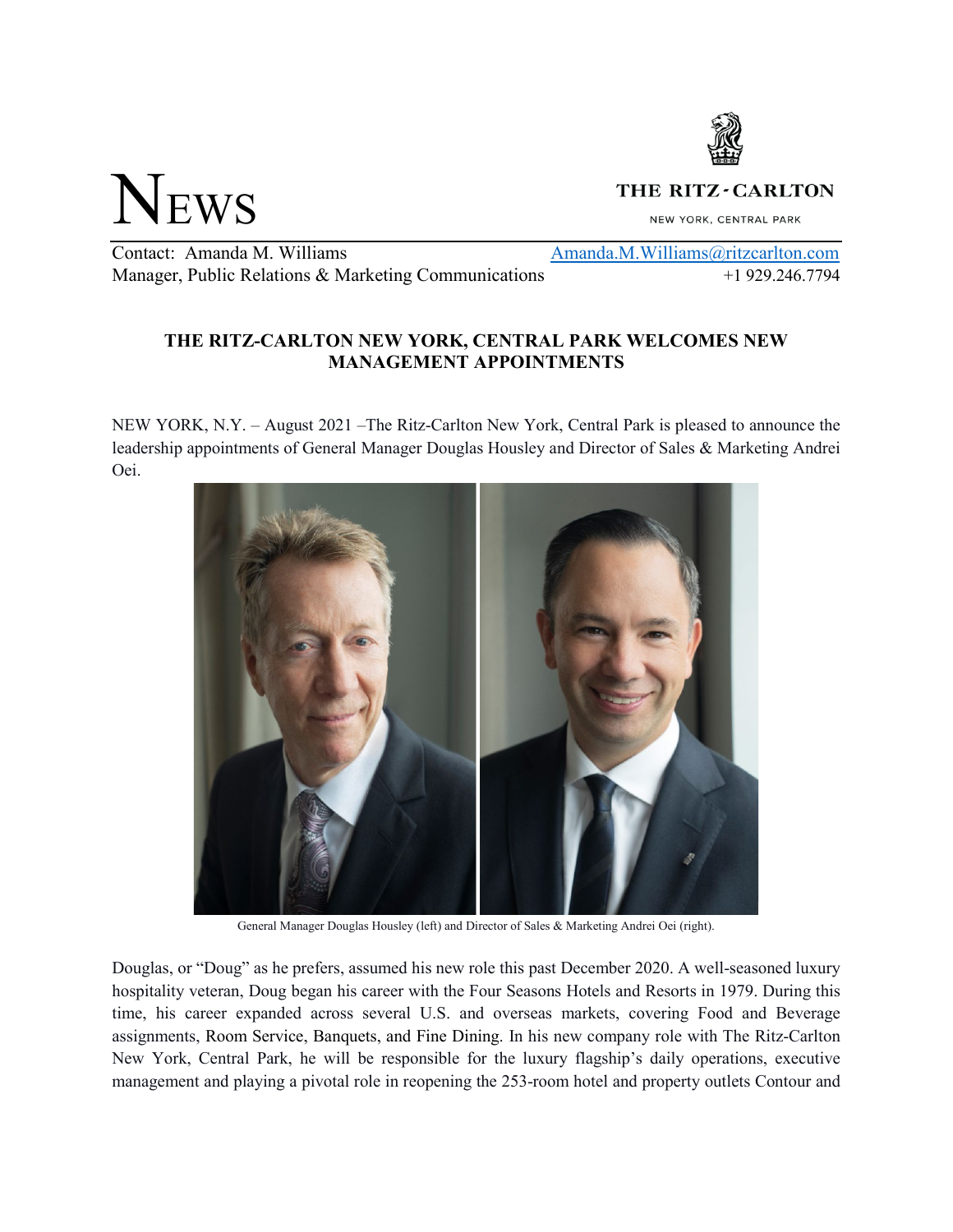# NEWS

THE RITZ-CARLTON
NEW YORK, CENTRAL PARK

Contact: Amanda M. Williams — Amanda.M.Williams@ritzcarlton.com
Manager, Public Relations & Marketing Communications — +1 929.246.7794

## THE RITZ-CARLTON NEW YORK, CENTRAL PARK WELCOMES NEW MANAGEMENT APPOINTMENTS

NEW YORK, N.Y. – August 2021 –The Ritz-Carlton New York, Central Park is pleased to announce the leadership appointments of General Manager Douglas Housley and Director of Sales & Marketing Andrei Oei.

General Manager Douglas Housley (left) and Director of Sales & Marketing Andrei Oei (right).

Douglas, or "Doug" as he prefers, assumed his new role this past December 2020. A well-seasoned luxury hospitality veteran, Doug began his career with the Four Seasons Hotels and Resorts in 1979. During this time, his career expanded across several U.S. and overseas markets, covering Food and Beverage assignments, Room Service, Banquets, and Fine Dining. In his new company role with The Ritz-Carlton New York, Central Park, he will be responsible for the luxury flagship's daily operations, executive management and playing a pivotal role in reopening the 253-room hotel and property outlets Contour and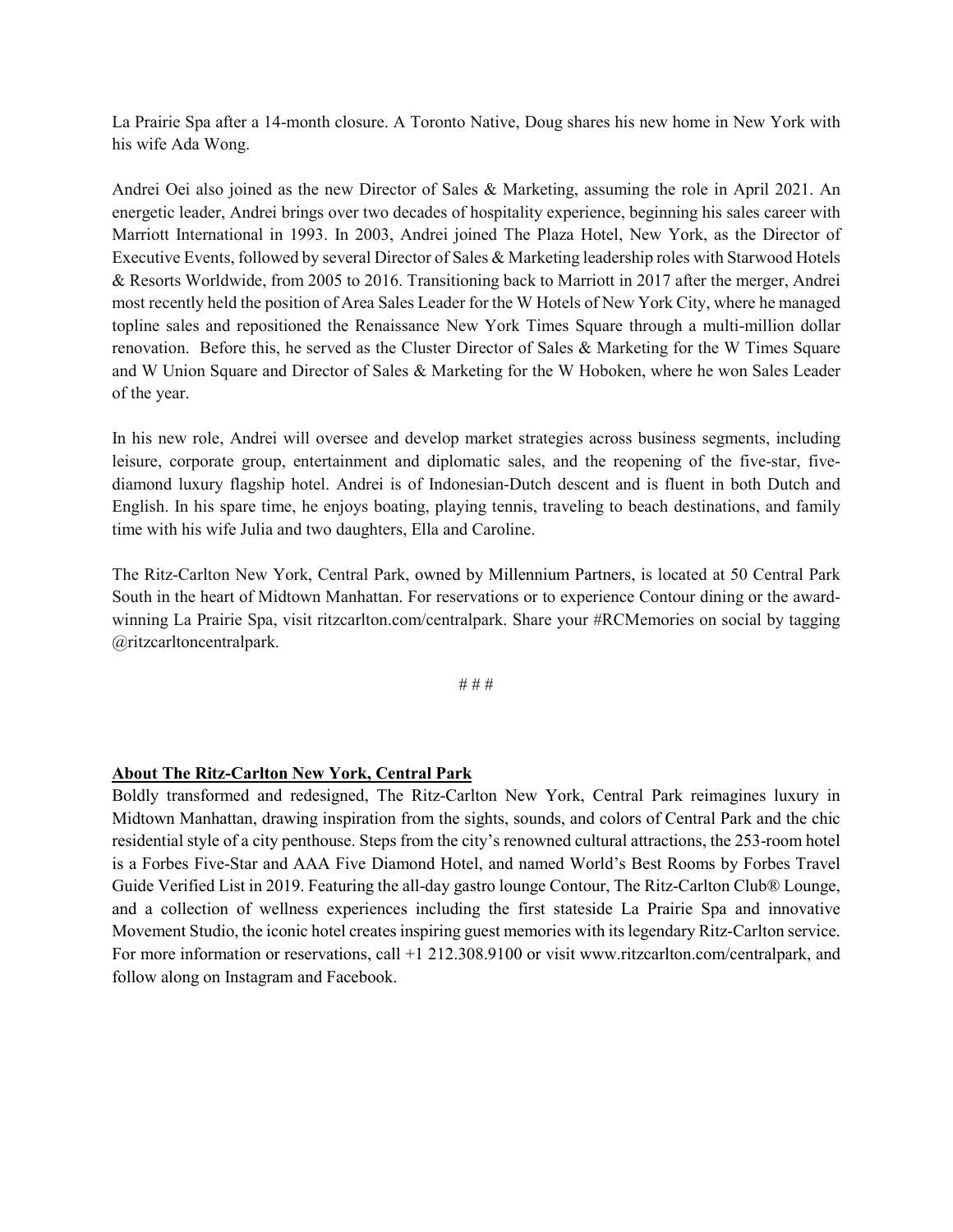La Prairie Spa after a 14-month closure. A Toronto Native, Doug shares his new home in New York with his wife Ada Wong.

Andrei Oei also joined as the new Director of Sales & Marketing, assuming the role in April 2021. An energetic leader, Andrei brings over two decades of hospitality experience, beginning his sales career with Marriott International in 1993. In 2003, Andrei joined The Plaza Hotel, New York, as the Director of Executive Events, followed by several Director of Sales & Marketing leadership roles with Starwood Hotels & Resorts Worldwide, from 2005 to 2016. Transitioning back to Marriott in 2017 after the merger, Andrei most recently held the position of Area Sales Leader for the W Hotels of New York City, where he managed topline sales and repositioned the Renaissance New York Times Square through a multi-million dollar renovation. Before this, he served as the Cluster Director of Sales & Marketing for the W Times Square and W Union Square and Director of Sales & Marketing for the W Hoboken, where he won Sales Leader of the year.

In his new role, Andrei will oversee and develop market strategies across business segments, including leisure, corporate group, entertainment and diplomatic sales, and the reopening of the five-star, five-diamond luxury flagship hotel. Andrei is of Indonesian-Dutch descent and is fluent in both Dutch and English. In his spare time, he enjoys boating, playing tennis, traveling to beach destinations, and family time with his wife Julia and two daughters, Ella and Caroline.

The Ritz-Carlton New York, Central Park, owned by Millennium Partners, is located at 50 Central Park South in the heart of Midtown Manhattan. For reservations or to experience Contour dining or the award-winning La Prairie Spa, visit ritzcarlton.com/centralpark. Share your #RCMemories on social by tagging @ritzcarltoncentralpark.

# # #

**About The Ritz-Carlton New York, Central Park**

Boldly transformed and redesigned, The Ritz-Carlton New York, Central Park reimagines luxury in Midtown Manhattan, drawing inspiration from the sights, sounds, and colors of Central Park and the chic residential style of a city penthouse. Steps from the city's renowned cultural attractions, the 253-room hotel is a Forbes Five-Star and AAA Five Diamond Hotel, and named World's Best Rooms by Forbes Travel Guide Verified List in 2019. Featuring the all-day gastro lounge Contour, The Ritz-Carlton Club® Lounge, and a collection of wellness experiences including the first stateside La Prairie Spa and innovative Movement Studio, the iconic hotel creates inspiring guest memories with its legendary Ritz-Carlton service. For more information or reservations, call +1 212.308.9100 or visit www.ritzcarlton.com/centralpark, and follow along on Instagram and Facebook.